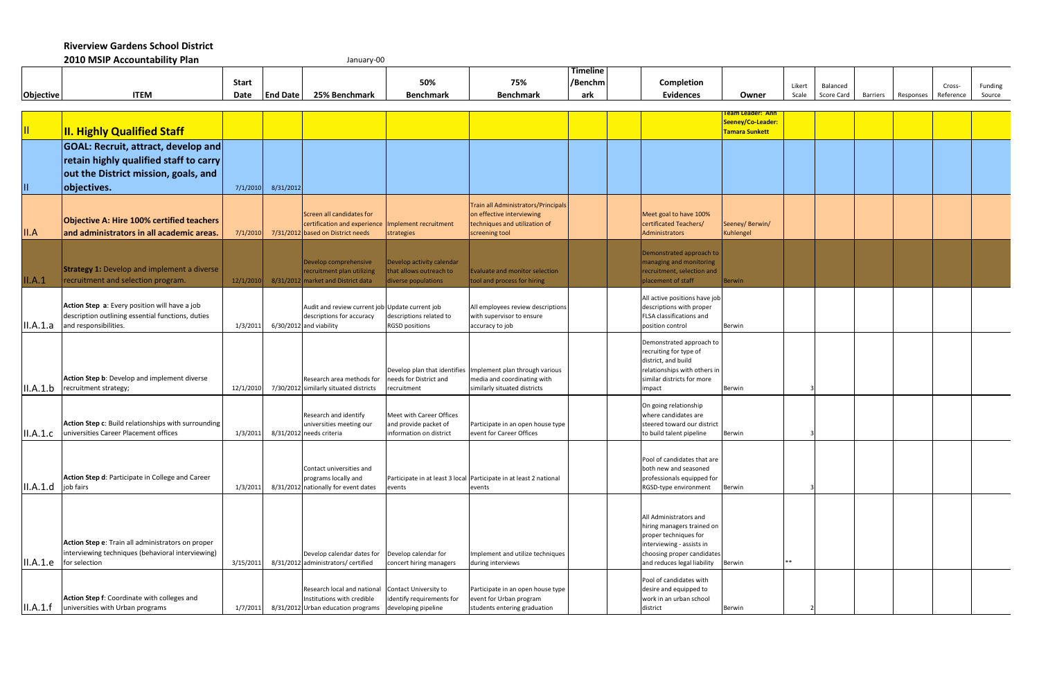# Riverview Gardens School District

## 2010 MSIP Accountability Plan

January-00

| Objective | ITEM | Start Date | End Date | 25% Benchmark | 50% Benchmark | 75% Benchmark | Timeline /Benchmark | | Completion Evidences | Owner | Likert Scale | Balanced Score Card | Barriers | Responses | Cross-Reference | Funding Source |
|---|---|---|---|---|---|---|---|---|---|---|---|---|---|---|---|---|
| II | **II. Highly Qualified Staff** | | | | | | | | | Team Leader: Ann Seeney/Co-Leader: Tamara Sunkett | | | | | | |
| II | **GOAL: Recruit, attract, develop and retain highly qualified staff to carry out the District mission, goals, and objectives.** | 7/1/2010 | 8/31/2012 | | | | | | | | | | | | | |
| II.A | **Objective A: Hire 100% certified teachers and administrators in all academic areas.** | 7/1/2010 | 7/31/2012 | Screen all candidates for certification and experience based on District needs | Implement recruitment strategies | Train all Administrators/Principals on effective interviewing techniques and utilization of screening tool | | | Meet goal to have 100% certificated Teachers/ Administrators | Seeney/ Berwin/ Kuhlengel | | | | | | |
| II.A.1 | **Strategy 1:** Develop and implement a diverse recruitment and selection program. | 12/1/2010 | 8/31/2012 | Develop comprehensive recruitment plan utilizing market and District data | Develop activity calendar that allows outreach to diverse populations | Evaluate and monitor selection tool and process for hiring | | | Demonstrated approach to managing and monitoring recruitment, selection and placement of staff | Berwin | | | | | | |
| II.A.1.a | **Action Step a**: Every position will have a job description outlining essential functions, duties and responsibilities. | 1/3/2011 | 6/30/2012 | Audit and review current job descriptions for accuracy and viability | Update current job descriptions related to RGSD positions | All employees review descriptions with supervisor to ensure accuracy to job | | | All active positions have job descriptions with proper FLSA classifications and position control | Berwin | | | | | | |
| II.A.1.b | **Action Step b**: Develop and implement diverse recruitment strategy; | 12/1/2010 | 7/30/2012 | Research area methods for similarly situated districts | Develop plan that identifies needs for District and recruitment | Implement plan through various media and coordinating with similarly situated districts | | | Demonstrated approach to recruiting for type of district, and build relationships with others in similar districts for more impact | Berwin | 3 | | | | | |
| II.A.1.c | **Action Step c**: Build relationships with surrounding universities Career Placement offices | 1/3/2011 | 8/31/2012 | Research and identify universities meeting our needs criteria | Meet with Career Offices and provide packet of information on district | Participate in an open house type event for Career Offices | | | On going relationship where candidates are steered toward our district to build talent pipeline | Berwin | 3 | | | | | |
| II.A.1.d | **Action Step d**: Participate in College and Career job fairs | 1/3/2011 | 8/31/2012 | Contact universities and programs locally and nationally for event dates | Participate in at least 3 local events | Participate in at least 2 national events | | | Pool of candidates that are both new and seasoned professionals equipped for RGSD-type environment | Berwin | 3 | | | | | |
| II.A.1.e | **Action Step e**: Train all administrators on proper interviewing techniques (behavioral interviewing) for selection | 3/15/2011 | 8/31/2012 | Develop calendar dates for administrators/ certified | Develop calendar for concert hiring managers | Implement and utilize techniques during interviews | | | All Administrators and hiring managers trained on proper techniques for interviewing - assists in choosing proper candidates and reduces legal liability | Berwin | ** | | | | | |
| II.A.1.f | **Action Step f**: Coordinate with colleges and universities with Urban programs | 1/7/2011 | 8/31/2012 | Research local and national Institutions with credible Urban education programs | Contact University to identify requirements for developing pipeline | Participate in an open house type event for Urban program students entering graduation | | | Pool of candidates with desire and equipped to work in an urban school district | Berwin | 2 | | | | | |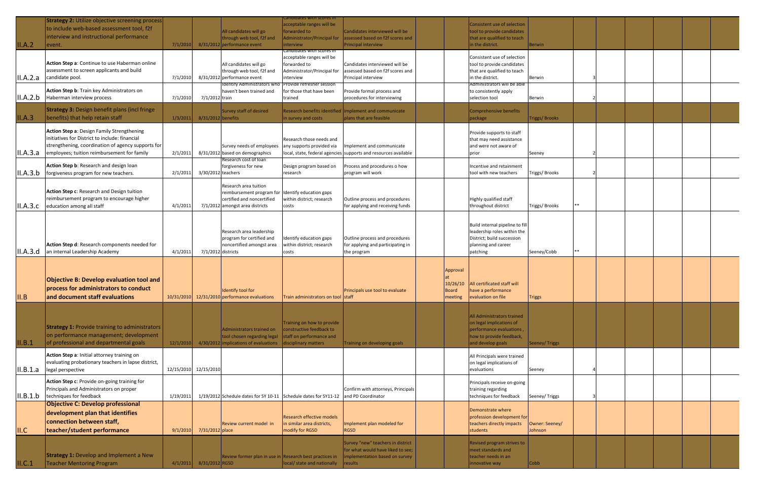| | | | | | | | | | | | | | | | | | |
|---|---|---|---|---|---|---|---|---|---|---|---|---|---|---|---|---|---|
| II.A.2 | **Strategy 2:** Utilize objective screening process to include web-based assessment tool, f2f interview and instructional performance event. | 7/1/2010 | 8/31/2012 | All candidates will go through web tool, f2f and performance event | Candidates with scores in acceptable ranges will be forwarded to Administrator/Principal for interview | Candidates interviewed will be assessed based on f2f scores and Principal interview | | | Consistent use of selection tool to provide candidates that are qualified to teach in the district. | Berwin | | | | | | | |
| II.A.2.a | **Action Step a**: Continue to use Haberman online assessment to screen applicants and build candidate pool. | 7/1/2010 | 8/31/2012 | All candidates will go through web tool, f2f and performance event | Candidates with scores in acceptable ranges will be forwarded to Administrator/Principal for interview | Candidates interviewed will be assessed based on f2f scores and Principal interview | | | Consistent use of selection tool to provide candidates that are qualified to teach in the district. | Berwin | 3 | | | | | | |
| II.A.2.b | **Action Step b**: Train key Administrators on Haberman interview process | 7/1/2010 | 7/1/2012 | Identify Administrators who haven't been trained and train | Provide refresher session for those that have been trained | Provide formal process and procedures for interviewing | | | Administrators will be able to consistently apply selection tool | Berwin | 2 | | | | | | |
| II.A.3 | **Strategy 3:** Design benefit plans (incl fringe benefits) that help retain staff | 1/3/2011 | 8/31/2012 | Survey staff of desired benefits | Research benefits identified in survey and costs | Implement and communicate plans that are feasible | | | Comprehensive benefits package | Triggs/ Brooks | | | | | | | |
| II.A.3.a | **Action Step a**: Design Family Strengthening initiatives for District to include: financial strengthening, coordination of agency supports for employees; tuition reimbursement for family | 2/1/2011 | 8/31/2012 | Survey needs of employees based on demographics | Research those needs and any supports provided via local, state, federal agencies | Implement and communicate supports and resources available | | | Provide supports to staff that may need assistance and were not aware of prior | Seeney | 2 | | | | | | |
| II.A.3.b | **Action Step b**: Research and design loan forgiveness program for new teachers. | 2/1/2011 | 3/30/2012 | Research cost of loan forgiveness for new teachers | Design program based on research | Process and procedures o how program will work | | | Incentive and retainment tool with new teachers | Triggs/ Brooks | 2 | | | | | | |
| II.A.3.c | **Action Step c**: Research and Design tuition reimbursement program to encourage higher education among all staff | 4/1/2011 | 7/1/2012 | Research area tuition reimbursement program for certified and noncertified amongst area districts | Identify education gaps within district; research costs | Outline process and procedures for applying and receiving funds | | | Highly qualified staff throughout district | Triggs/ Brooks | ** | | | | | | |
| II.A.3.d | **Action Step d**: Research components needed for an internal Leadership Academy | 4/1/2011 | 7/1/2012 | Research area leadership program for certified and noncertified amongst area districts | Identify education gaps within district; research costs | Outline process and procedures for applying and participating in the program | | | Build internal pipeline to fill leadership roles within the District; build succession planning and career patching | Seeney/Cobb | ** | | | | | | |
| II.B | **Objective B: Develop evaluation tool and process for administrators to conduct and document staff evaluations** | 10/31/2010 | 12/31/2010 | Identify tool for performance evaluations | Train administrators on tool | Principals use tool to evaluate staff | | Approval at 10/26/10 Board meeting | All certificated staff will have a performance evaluation on file | Triggs | | | | | | | |
| II.B.1 | **Strategy 1:** Provide training to administrators on performance management; development of professional and departmental goals | 12/1/2010 | 4/30/2012 | Administrators trained on tool chosen regarding legal implications of evaluations | Training on how to provide constructive feedback to staff on performance and disciplinary matters | Training on developing goals | | | All Administrators trained on legal implications of performance evaluations , how to provide feedback, and develop goals | Seeney/ Triggs | | | | | | | |
| II.B.1.a | **Action Step a**: Initial attorney training on evaluating probationary teachers in lapse district, legal perspective | 12/15/2010 | 12/15/2010 | | | | | | All Principals were trained on legal implications of evaluations | Seeney | 4 | | | | | | |
| II.B.1.b | **Action Step c**: Provide on-going training for Principals and Administrators on proper techniques for feedback | 1/19/2011 | 1/19/2012 | Schedule dates for SY 10-11 | Schedule dates for SY11-12 | Confirm with attorneys, Principals and PD Coordinator | | | Principals receive on-going training regarding techniques for feedback | Seeney/ Triggs | 3 | | | | | | |
| II.C | **Objective C: Develop professional development plan that identifies connection between staff, teacher/student performance** | 9/1/2010 | 7/31/2012 | Review current model in place | Research effective models in similar area districts, modify for RGSD | Implement plan modeled for RGSD | | | Demonstrate where profession development for teachers directly impacts students | Owner: Seeney/ Johnson | | | | | | | |
| II.C.1 | **Strategy 1:** Develop and Implement a New Teacher Mentoring Program | 4/1/2011 | 8/31/2012 | Review former plan in use in RGSD | Research best practices in local/ state and nationally | Survey "new" teachers in district for what would have liked to see; implementation based on survey results | | | Revised program strives to meet standards and teacher needs in an innovative way | Cobb | | | | | | | |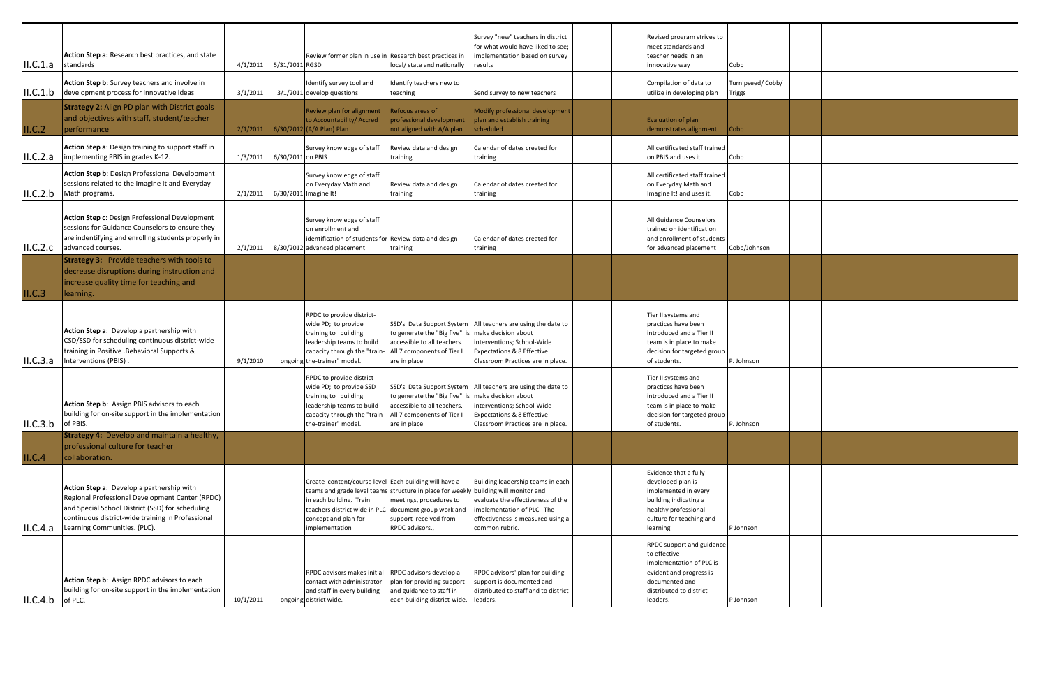| | | | | | | | | | | | | | | | | | |
|---|---|---|---|---|---|---|---|---|---|---|---|---|---|---|---|---|---|
| II.C.1.a | **Action Step a:** Research best practices, and state standards | 4/1/2011 | 5/31/2011 | Review former plan in use in RGSD | Research best practices in local/ state and nationally | Survey "new" teachers in district for what would have liked to see; implementation based on survey results | | | Revised program strives to meet standards and teacher needs in an innovative way | Cobb | | | | | | | |
| II.C.1.b | **Action Step b**: Survey teachers and involve in development process for innovative ideas | 3/1/2011 | 3/1/2011 | Identify survey tool and develop questions | Identify teachers new to teaching | Send survey to new teachers | | | Compilation of data to utilize in developing plan | Turnipseed/ Cobb/ Triggs | | | | | | | |
| II.C.2 | **Strategy 2:** Align PD plan with District goals and objectives with staff, student/teacher performance | 2/1/2011 | 6/30/2012 | Review plan for alignment to Accountability/ Accred (A/A Plan) Plan | Refocus areas of professional development not aligned with A/A plan | Modify professional development plan and establish training scheduled | | | Evaluation of plan demonstrates alignment | Cobb | | | | | | | |
| II.C.2.a | **Action Step a**: Design training to support staff in implementing PBIS in grades K-12. | 1/3/2011 | 6/30/2011 | Survey knowledge of staff on PBIS | Review data and design training | Calendar of dates created for training | | | All certificated staff trained on PBIS and uses it. | Cobb | | | | | | | |
| II.C.2.b | **Action Step b**: Design Professional Development sessions related to the Imagine It and Everyday Math programs. | 2/1/2011 | 6/30/2011 | Survey knowledge of staff on Everyday Math and Imagine It! | Review data and design training | Calendar of dates created for training | | | All certificated staff trained on Everyday Math and Imagine It! and uses it. | Cobb | | | | | | | |
| II.C.2.c | **Action Step c**: Design Professional Development sessions for Guidance Counselors to ensure they are indentifying and enrolling students properly in advanced courses. | 2/1/2011 | 8/30/2012 | Survey knowledge of staff on enrollment and identification of students for advanced placement | Review data and design training | Calendar of dates created for training | | | All Guidance Counselors trained on identification and enrollment of students for advanced placement | Cobb/Johnson | | | | | | | |
| II.C.3 | **Strategy 3:** Provide teachers with tools to decrease disruptions during instruction and increase quality time for teaching and learning. | | | | | | | | | | | | | | | | |
| II.C.3.a | **Action Step a**: Develop a partnership with CSD/SSD for scheduling continuous district-wide training in Positive .Behavioral Supports & Interventions (PBIS) . | 9/1/2010 | ongoing | RPDC to provide district-wide PD; to provide training to building leadership teams to build capacity through the "train-the-trainer" model. | SSD's Data Support System to generate the "Big five" is accessible to all teachers. All 7 components of Tier I are in place. | All teachers are using the date to make decision about interventions; School-Wide Expectations & 8 Effective Classroom Practices are in place. | | | Tier II systems and practices have been introduced and a Tier II team is in place to make decision for targeted group of students. | P. Johnson | | | | | | | |
| II.C.3.b | **Action Step b**: Assign PBIS advisors to each building for on-site support in the implementation of PBIS. | | | RPDC to provide district-wide PD; to provide SSD training to building leadership teams to build capacity through the "train-the-trainer" model. | SSD's Data Support System to generate the "Big five" is accessible to all teachers. All 7 components of Tier I are in place. | All teachers are using the date to make decision about interventions; School-Wide Expectations & 8 Effective Classroom Practices are in place. | | | Tier II systems and practices have been introduced and a Tier II team is in place to make decision for targeted group of students. | P. Johnson | | | | | | | |
| II.C.4 | **Strategy 4:** Develop and maintain a healthy, professional culture for teacher collaboration. | | | | | | | | | | | | | | | | |
| II.C.4.a | **Action Step a**: Develop a partnership with Regional Professional Development Center (RPDC) and Special School District (SSD) for scheduling continuous district-wide training in Professional Learning Communities. (PLC). | | | Create content/course level teams and grade level teams in each building. Train teachers district wide in PLC concept and plan for implementation | Each building will have a structure in place for weekly meetings, procedures to document group work and support received from RPDC advisors., | Building leadership teams in each building will monitor and evaluate the effectiveness of the implementation of PLC. The effectiveness is measured using a common rubric. | | | Evidence that a fully developed plan is implemented in every building indicating a healthy professional culture for teaching and learning. | P Johnson | | | | | | | |
| II.C.4.b | **Action Step b**: Assign RPDC advisors to each building for on-site support in the implementation of PLC. | 10/1/2011 | ongoing | RPDC advisors makes initial contact with administrator and staff in every building district wide. | RPDC advisors develop a plan for providing support and guidance to staff in each building district-wide. | RPDC advisors' plan for building support is documented and distributed to staff and to district leaders. | | | RPDC support and guidance to effective implementation of PLC is evident and progress is documented and distributed to district leaders. | P Johnson | | | | | | | |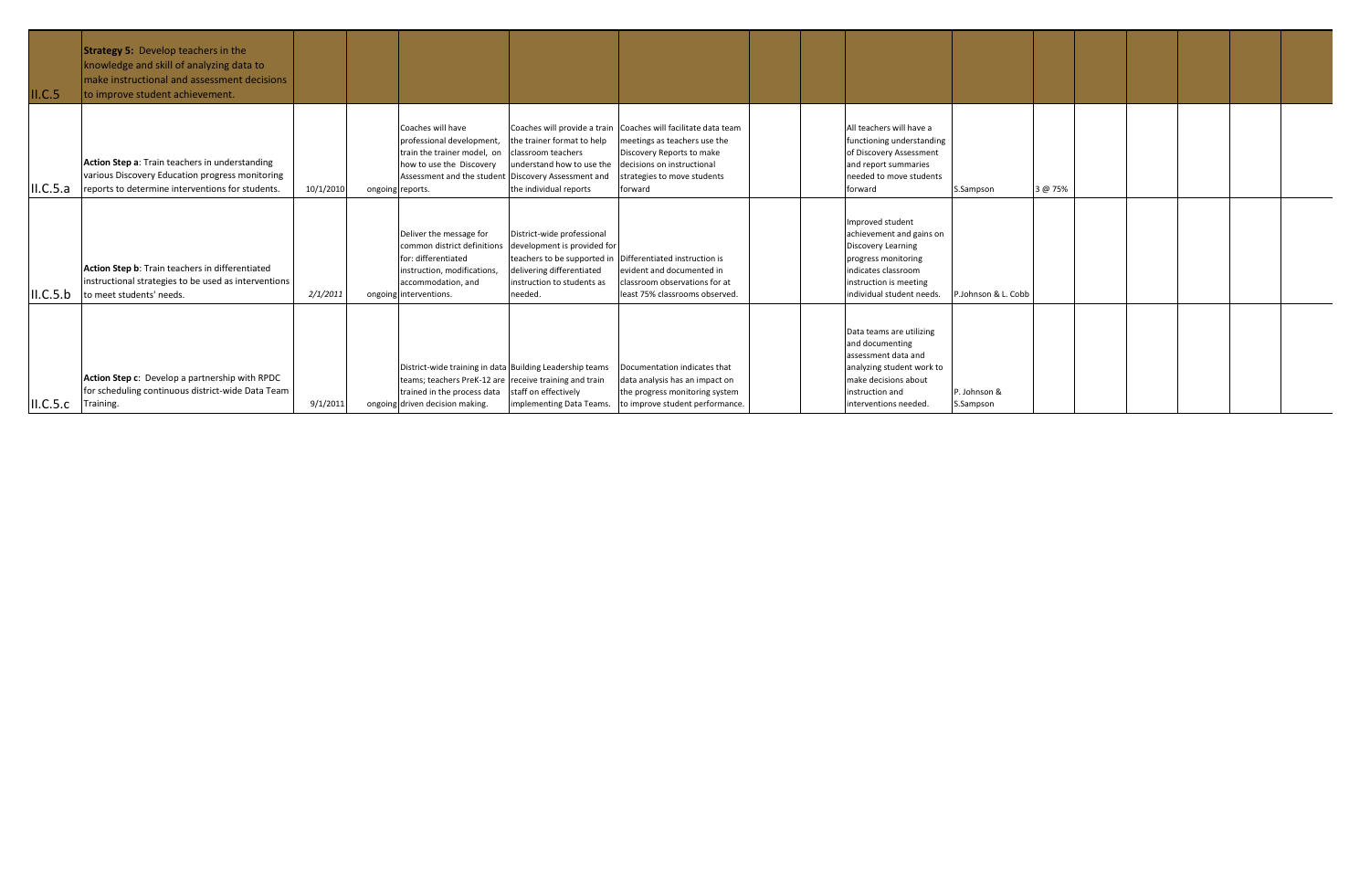| II.C.5 | **Strategy 5:** Develop teachers in the knowledge and skill of analyzing data to make instructional and assessment decisions to improve student achievement. | | | | | | | | | | | | | | | |
|---|---|---|---|---|---|---|---|---|---|---|---|---|---|---|---|---|
| II.C.5.a | **Action Step a**: Train teachers in understanding various Discovery Education progress monitoring reports to determine interventions for students. | 10/1/2010 | ongoing | Coaches will have professional development, train the trainer model, on how to use the Discovery Assessment and the student reports. | Coaches will provide a train the trainer format to help classroom teachers understand how to use the Discovery Assessment and the individual reports | Coaches will facilitate data team meetings as teachers use the Discovery Reports to make decisions on instructional strategies to move students forward | | | All teachers will have a functioning understanding of Discovery Assessment and report summaries needed to move students forward | S.Sampson | 3 @ 75% | | | | | |
| II.C.5.b | **Action Step b**: Train teachers in differentiated instructional strategies to be used as interventions to meet students' needs. | *2/1/2011* | ongoing | Deliver the message for common district definitions for: differentiated instruction, modifications, accommodation, and interventions. | District-wide professional development is provided for teachers to be supported in delivering differentiated instruction to students as needed. | Differentiated instruction is evident and documented in classroom observations for at least 75% classrooms observed. | | | Improved student achievement and gains on Discovery Learning progress monitoring indicates classroom instruction is meeting individual student needs. | P.Johnson & L. Cobb | | | | | | |
| II.C.5.c | **Action Step c**: Develop a partnership with RPDC for scheduling continuous district-wide Data Team Training. | 9/1/2011 | ongoing | District-wide training in data teams; teachers PreK-12 are trained in the process data driven decision making. | Building Leadership teams receive training and train staff on effectively implementing Data Teams. | Documentation indicates that data analysis has an impact on the progress monitoring system to improve student performance. | | | Data teams are utilizing and documenting assessment data and analyzing student work to make decisions about instruction and interventions needed. | P. Johnson & S.Sampson | | | | | | |